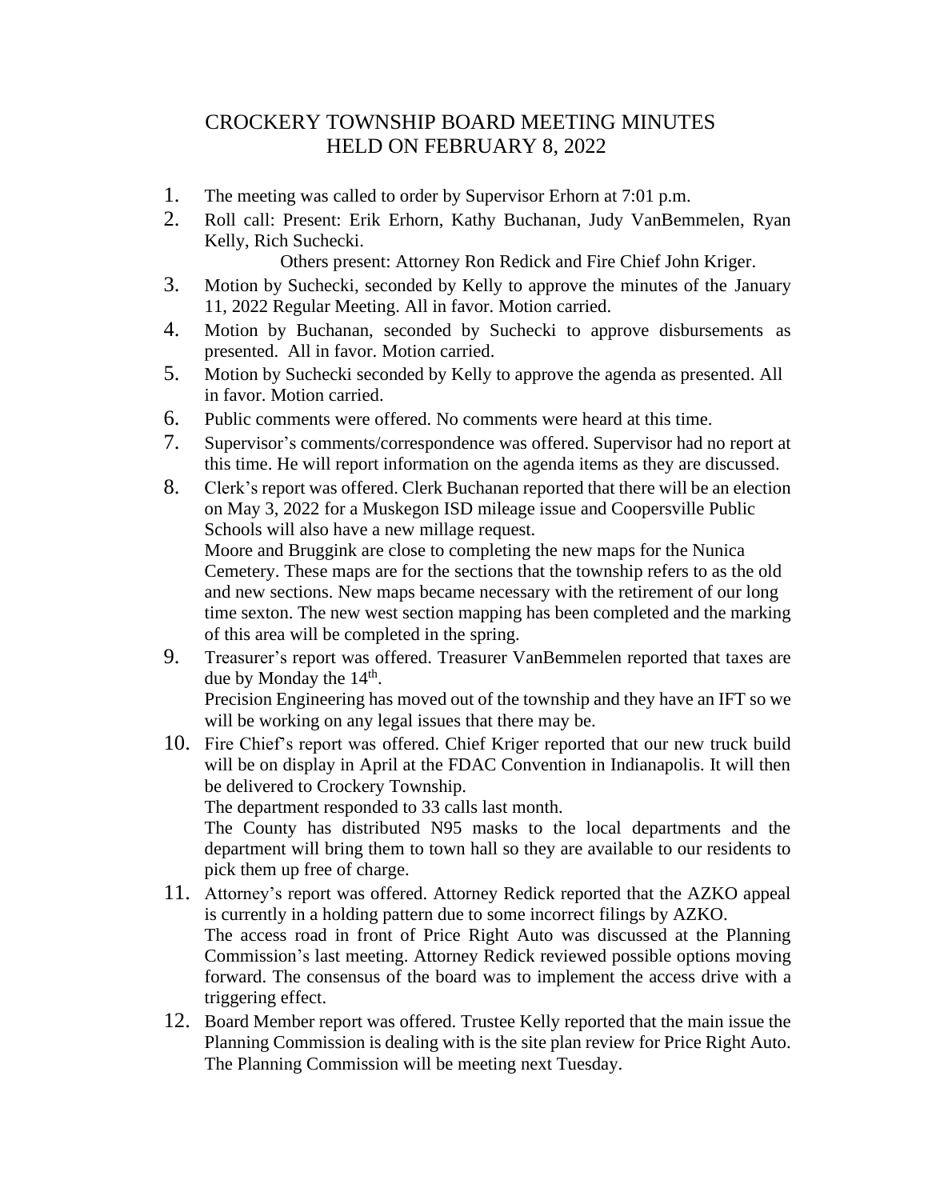# CROCKERY TOWNSHIP BOARD MEETING MINUTES
## HELD ON FEBRUARY 8, 2022

1. The meeting was called to order by Supervisor Erhorn at 7:01 p.m.
2. Roll call: Present: Erik Erhorn, Kathy Buchanan, Judy VanBemmelen, Ryan Kelly, Rich Suchecki.

   Others present: Attorney Ron Redick and Fire Chief John Kriger.
3. Motion by Suchecki, seconded by Kelly to approve the minutes of the January 11, 2022 Regular Meeting. All in favor. Motion carried.
4. Motion by Buchanan, seconded by Suchecki to approve disbursements as presented. All in favor. Motion carried.
5. Motion by Suchecki seconded by Kelly to approve the agenda as presented. All in favor. Motion carried.
6. Public comments were offered. No comments were heard at this time.
7. Supervisor's comments/correspondence was offered. Supervisor had no report at this time. He will report information on the agenda items as they are discussed.
8. Clerk's report was offered. Clerk Buchanan reported that there will be an election on May 3, 2022 for a Muskegon ISD mileage issue and Coopersville Public Schools will also have a new millage request.

   Moore and Bruggink are close to completing the new maps for the Nunica Cemetery. These maps are for the sections that the township refers to as the old and new sections. New maps became necessary with the retirement of our long time sexton. The new west section mapping has been completed and the marking of this area will be completed in the spring.
9. Treasurer's report was offered. Treasurer VanBemmelen reported that taxes are due by Monday the 14th.

   Precision Engineering has moved out of the township and they have an IFT so we will be working on any legal issues that there may be.
10. Fire Chief's report was offered. Chief Kriger reported that our new truck build will be on display in April at the FDAC Convention in Indianapolis. It will then be delivered to Crockery Township.

    The department responded to 33 calls last month.

    The County has distributed N95 masks to the local departments and the department will bring them to town hall so they are available to our residents to pick them up free of charge.
11. Attorney's report was offered. Attorney Redick reported that the AZKO appeal is currently in a holding pattern due to some incorrect filings by AZKO.

    The access road in front of Price Right Auto was discussed at the Planning Commission's last meeting. Attorney Redick reviewed possible options moving forward. The consensus of the board was to implement the access drive with a triggering effect.
12. Board Member report was offered. Trustee Kelly reported that the main issue the Planning Commission is dealing with is the site plan review for Price Right Auto. The Planning Commission will be meeting next Tuesday.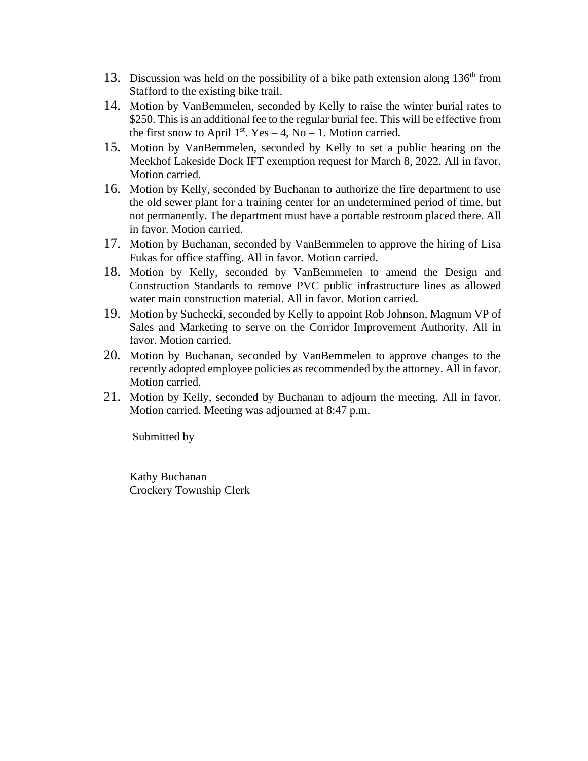13. Discussion was held on the possibility of a bike path extension along 136th from Stafford to the existing bike trail.
14. Motion by VanBemmelen, seconded by Kelly to raise the winter burial rates to $250. This is an additional fee to the regular burial fee. This will be effective from the first snow to April 1st. Yes – 4, No – 1. Motion carried.
15. Motion by VanBemmelen, seconded by Kelly to set a public hearing on the Meekhof Lakeside Dock IFT exemption request for March 8, 2022. All in favor. Motion carried.
16. Motion by Kelly, seconded by Buchanan to authorize the fire department to use the old sewer plant for a training center for an undetermined period of time, but not permanently. The department must have a portable restroom placed there. All in favor. Motion carried.
17. Motion by Buchanan, seconded by VanBemmelen to approve the hiring of Lisa Fukas for office staffing. All in favor. Motion carried.
18. Motion by Kelly, seconded by VanBemmelen to amend the Design and Construction Standards to remove PVC public infrastructure lines as allowed water main construction material. All in favor. Motion carried.
19. Motion by Suchecki, seconded by Kelly to appoint Rob Johnson, Magnum VP of Sales and Marketing to serve on the Corridor Improvement Authority. All in favor. Motion carried.
20. Motion by Buchanan, seconded by VanBemmelen to approve changes to the recently adopted employee policies as recommended by the attorney. All in favor. Motion carried.
21. Motion by Kelly, seconded by Buchanan to adjourn the meeting. All in favor. Motion carried. Meeting was adjourned at 8:47 p.m.

Submitted by

Kathy Buchanan
Crockery Township Clerk